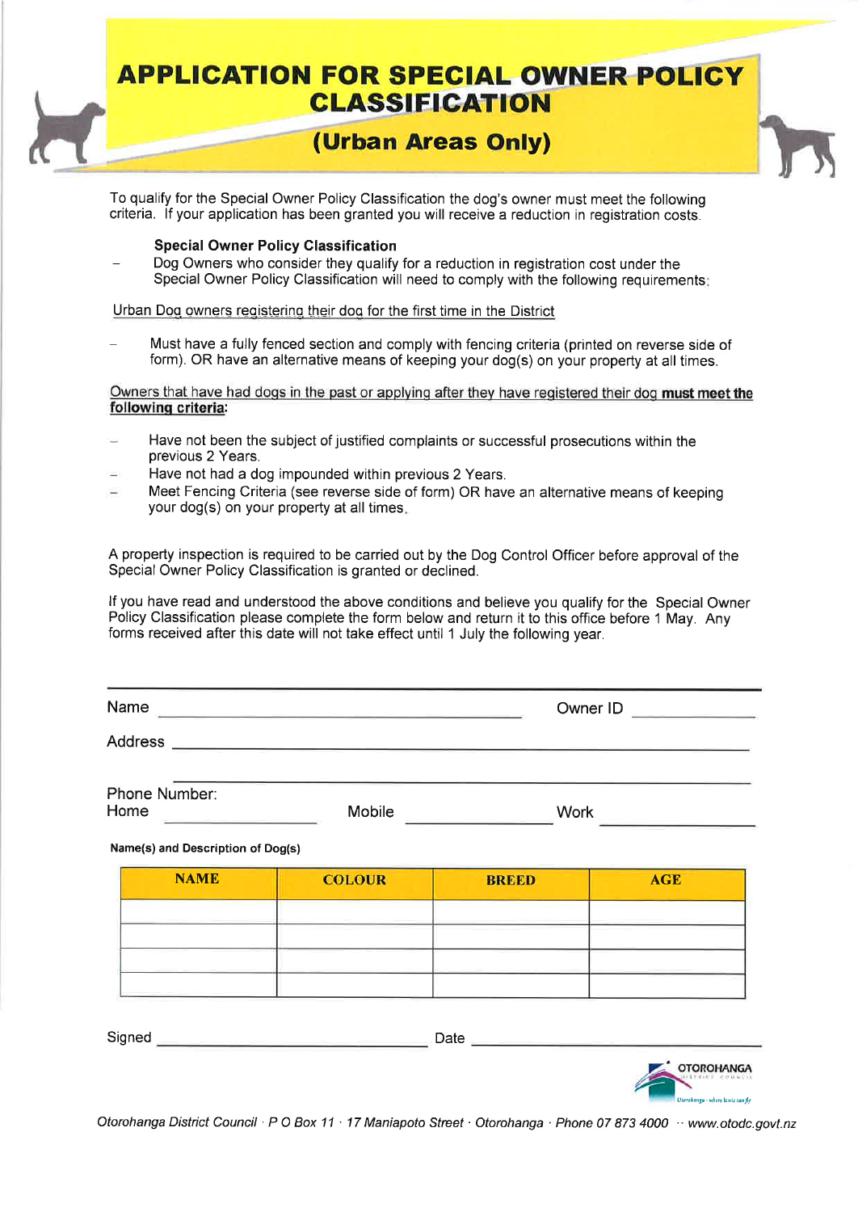# APPLICATION FOR SPECIAL OWNER POLICY CLASSIFICATION

## (Urban Areas Only)

To qualify for the Special Owner Policy Classification the dog's owner must meet the following criteria. If your application has been granted you will receive a reduction in registration costs.

**Special Owner Policy Classification**

- Dog Owners who consider they qualify for a reduction in registration cost under the Special Owner Policy Classification will need to comply with the following requirements:

<u>Urban Dog owners registering their dog for the first time in the District</u>

- Must have a fully fenced section and comply with fencing criteria (printed on reverse side of form). OR have an alternative means of keeping your dog(s) on your property at all times.

<u>Owners that have had dogs in the past or applying after they have registered their dog **must meet the following criteria**:</u>

- Have not been the subject of justified complaints or successful prosecutions within the previous 2 Years.
- Have not had a dog impounded within previous 2 Years.
- Meet Fencing Criteria (see reverse side of form) OR have an alternative means of keeping your dog(s) on your property at all times.

A property inspection is required to be carried out by the Dog Control Officer before approval of the Special Owner Policy Classification is granted or declined.

If you have read and understood the above conditions and believe you qualify for the Special Owner Policy Classification please complete the form below and return it to this office before 1 May. Any forms received after this date will not take effect until 1 July the following year.

---

Name ______________________________ Owner ID ____________

Address ______________________________________________

______________________________________________

Phone Number:
Home ____________ Mobile ____________ Work ____________

**Name(s) and Description of Dog(s)**

| NAME | COLOUR | BREED | AGE |
|---|---|---|---|
| | | | |
| | | | |
| | | | |
| | | | |

Signed ______________________________ Date ______________________________

Otorohanga District Council · P O Box 11 · 17 Maniapoto Street · Otorohanga · Phone 07 873 4000 ·· www.otodc.govt.nz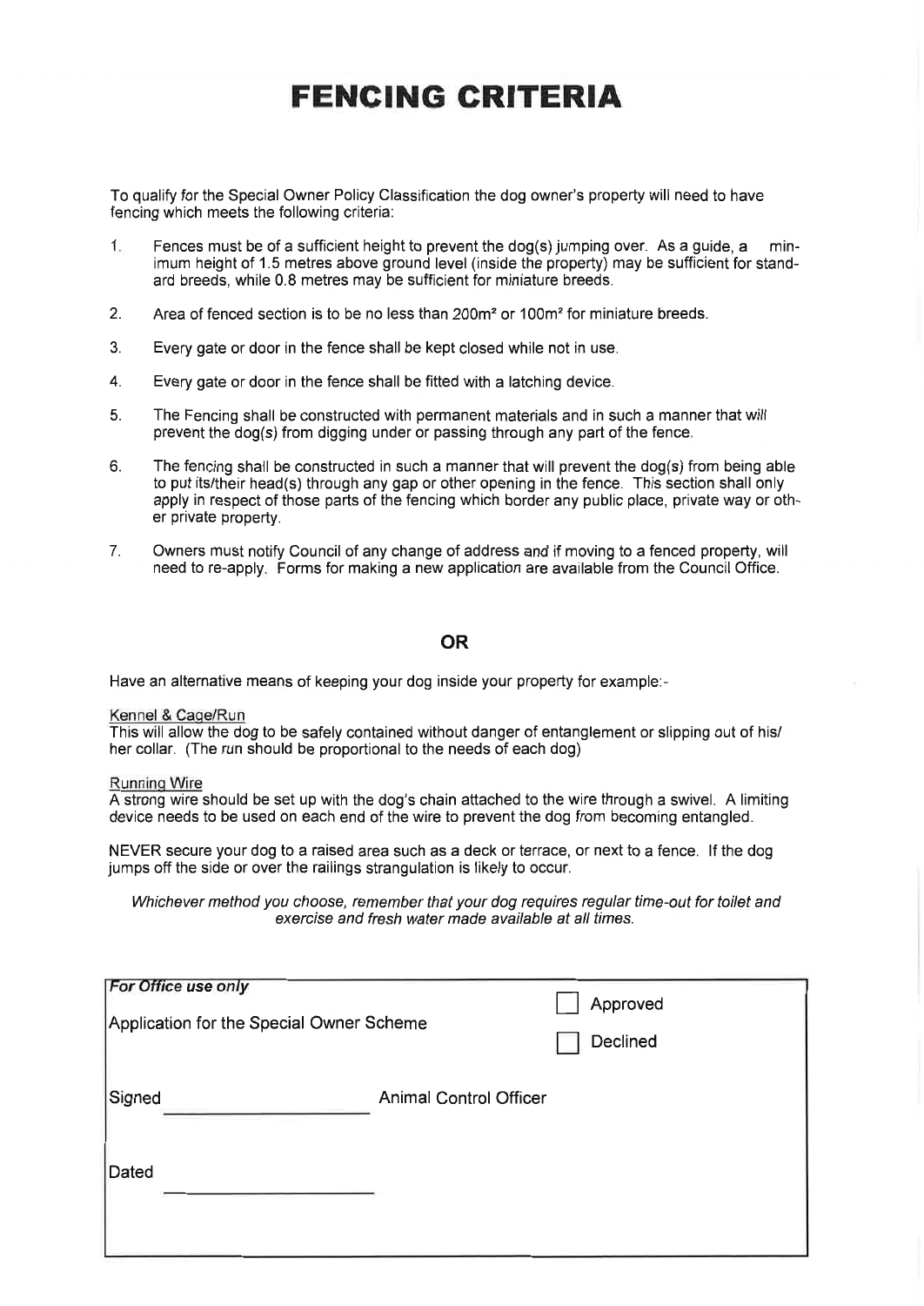# FENCING CRITERIA

To qualify for the Special Owner Policy Classification the dog owner's property will need to have fencing which meets the following criteria:

1. Fences must be of a sufficient height to prevent the dog(s) jumping over. As a guide, a minimum height of 1.5 metres above ground level (inside the property) may be sufficient for standard breeds, while 0.8 metres may be sufficient for miniature breeds.
2. Area of fenced section is to be no less than $200m^2$ or $100m^2$ for miniature breeds.
3. Every gate or door in the fence shall be kept closed while not in use.
4. Every gate or door in the fence shall be fitted with a latching device.
5. The Fencing shall be constructed with permanent materials and in such a manner that will prevent the dog(s) from digging under or passing through any part of the fence.
6. The fencing shall be constructed in such a manner that will prevent the dog(s) from being able to put its/their head(s) through any gap or other opening in the fence. This section shall only apply in respect of those parts of the fencing which border any public place, private way or other private property.
7. Owners must notify Council of any change of address and if moving to a fenced property, will need to re-apply. Forms for making a new application are available from the Council Office.

**OR**

Have an alternative means of keeping your dog inside your property for example:-

Kennel & Cage/Run
This will allow the dog to be safely contained without danger of entanglement or slipping out of his/her collar. (The run should be proportional to the needs of each dog)

Running Wire
A strong wire should be set up with the dog's chain attached to the wire through a swivel. A limiting device needs to be used on each end of the wire to prevent the dog from becoming entangled.

NEVER secure your dog to a raised area such as a deck or terrace, or next to a fence. If the dog jumps off the side or over the railings strangulation is likely to occur.

*Whichever method you choose, remember that your dog requires regular time-out for toilet and exercise and fresh water made available at all times.*

***For Office use only***

Application for the Special Owner Scheme

☐ Approved

☐ Declined

Signed ____________________ Animal Control Officer

Dated ____________________